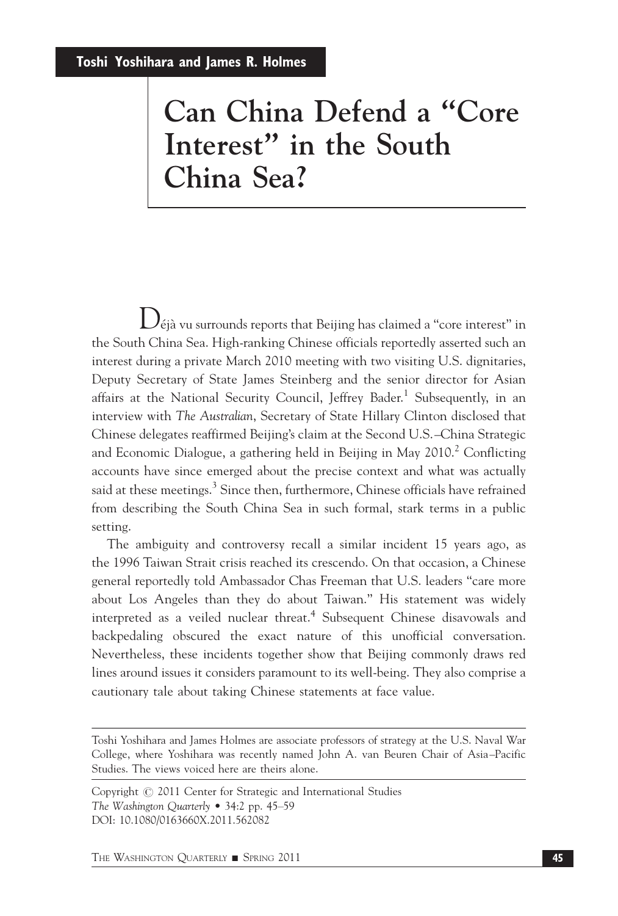**Toshi Yoshihara and James R. Holmes**

# Can China Defend a "Core Interest" in the South China Sea?

Déjà vu surrounds reports that Beijing has claimed a "core interest" in the South China Sea. High-ranking Chinese officials reportedly asserted such an interest during a private March 2010 meeting with two visiting U.S. dignitaries, Deputy Secretary of State James Steinberg and the senior director for Asian affairs at the National Security Council, Jeffrey Bader.[1] Subsequently, in an interview with *The Australian*, Secretary of State Hillary Clinton disclosed that Chinese delegates reaffirmed Beijing's claim at the Second U.S.–China Strategic and Economic Dialogue, a gathering held in Beijing in May 2010.[2] Conflicting accounts have since emerged about the precise context and what was actually said at these meetings.[3] Since then, furthermore, Chinese officials have refrained from describing the South China Sea in such formal, stark terms in a public setting.

The ambiguity and controversy recall a similar incident 15 years ago, as the 1996 Taiwan Strait crisis reached its crescendo. On that occasion, a Chinese general reportedly told Ambassador Chas Freeman that U.S. leaders "care more about Los Angeles than they do about Taiwan." His statement was widely interpreted as a veiled nuclear threat.[4] Subsequent Chinese disavowals and backpedaling obscured the exact nature of this unofficial conversation. Nevertheless, these incidents together show that Beijing commonly draws red lines around issues it considers paramount to its well-being. They also comprise a cautionary tale about taking Chinese statements at face value.

---

Toshi Yoshihara and James Holmes are associate professors of strategy at the U.S. Naval War College, where Yoshihara was recently named John A. van Beuren Chair of Asia–Pacific Studies. The views voiced here are theirs alone.

Copyright © 2011 Center for Strategic and International Studies
*The Washington Quarterly* • 34:2 pp. 45–59
DOI: 10.1080/0163660X.2011.562082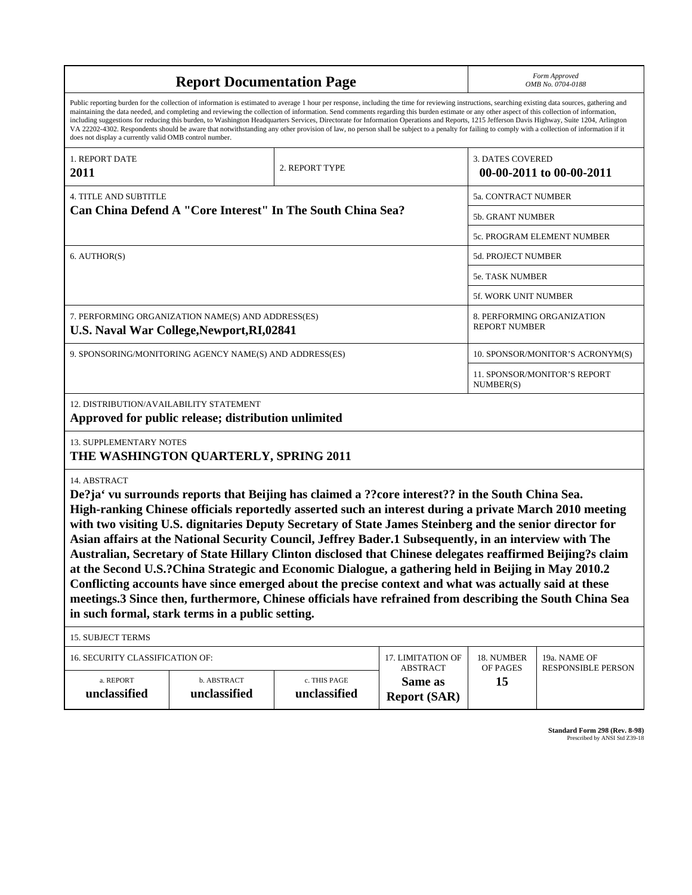# Report Documentation Page

*Form Approved*
*OMB No. 0704-0188*

Public reporting burden for the collection of information is estimated to average 1 hour per response, including the time for reviewing instructions, searching existing data sources, gathering and maintaining the data needed, and completing and reviewing the collection of information. Send comments regarding this burden estimate or any other aspect of this collection of information, including suggestions for reducing this burden, to Washington Headquarters Services, Directorate for Information Operations and Reports, 1215 Jefferson Davis Highway, Suite 1204, Arlington VA 22202-4302. Respondents should be aware that notwithstanding any other provision of law, no person shall be subject to a penalty for failing to comply with a collection of information if it does not display a currently valid OMB control number.

| | | |
|---|---|---|
| 1. REPORT DATE<br>**2011** | 2. REPORT TYPE | 3. DATES COVERED<br>**00-00-2011 to 00-00-2011** |
| 4. TITLE AND SUBTITLE<br>**Can China Defend A "Core Interest" In The South China Sea?** | | 5a. CONTRACT NUMBER |
| | | 5b. GRANT NUMBER |
| | | 5c. PROGRAM ELEMENT NUMBER |
| 6. AUTHOR(S) | | 5d. PROJECT NUMBER |
| | | 5e. TASK NUMBER |
| | | 5f. WORK UNIT NUMBER |
| 7. PERFORMING ORGANIZATION NAME(S) AND ADDRESS(ES)<br>**U.S. Naval War College,Newport,RI,02841** | | 8. PERFORMING ORGANIZATION REPORT NUMBER |
| 9. SPONSORING/MONITORING AGENCY NAME(S) AND ADDRESS(ES) | | 10. SPONSOR/MONITOR'S ACRONYM(S) |
| | | 11. SPONSOR/MONITOR'S REPORT NUMBER(S) |

12. DISTRIBUTION/AVAILABILITY STATEMENT
**Approved for public release; distribution unlimited**

13. SUPPLEMENTARY NOTES
**THE WASHINGTON QUARTERLY, SPRING 2011**

14. ABSTRACT
**De?ja' vu surrounds reports that Beijing has claimed a ??core interest?? in the South China Sea. High-ranking Chinese officials reportedly asserted such an interest during a private March 2010 meeting with two visiting U.S. dignitaries Deputy Secretary of State James Steinberg and the senior director for Asian affairs at the National Security Council, Jeffrey Bader.1 Subsequently, in an interview with The Australian, Secretary of State Hillary Clinton disclosed that Chinese delegates reaffirmed Beijing?s claim at the Second U.S.?China Strategic and Economic Dialogue, a gathering held in Beijing in May 2010.2 Conflicting accounts have since emerged about the precise context and what was actually said at these meetings.3 Since then, furthermore, Chinese officials have refrained from describing the South China Sea in such formal, stark terms in a public setting.**

15. SUBJECT TERMS

| 16. SECURITY CLASSIFICATION OF: | | | 17. LIMITATION OF ABSTRACT | 18. NUMBER OF PAGES | 19a. NAME OF RESPONSIBLE PERSON |
|---|---|---|---|---|---|
| a. REPORT | b. ABSTRACT | c. THIS PAGE | | | |
| **unclassified** | **unclassified** | **unclassified** | **Same as Report (SAR)** | **15** | |

**Standard Form 298 (Rev. 8-98)**
Prescribed by ANSI Std Z39-18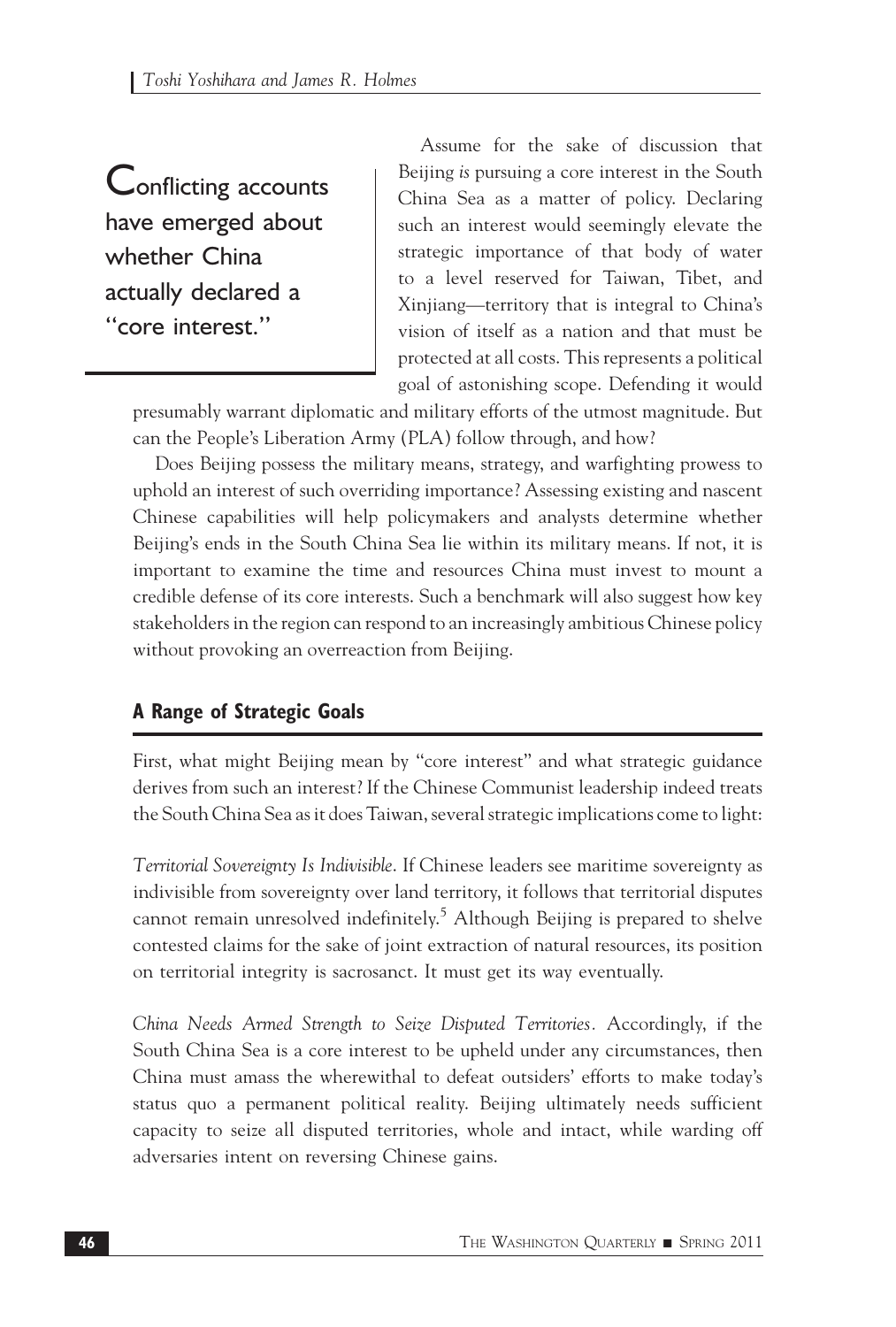Conflicting accounts have emerged about whether China actually declared a "core interest."

Assume for the sake of discussion that Beijing *is* pursuing a core interest in the South China Sea as a matter of policy. Declaring such an interest would seemingly elevate the strategic importance of that body of water to a level reserved for Taiwan, Tibet, and Xinjiang—territory that is integral to China's vision of itself as a nation and that must be protected at all costs. This represents a political goal of astonishing scope. Defending it would presumably warrant diplomatic and military efforts of the utmost magnitude. But can the People's Liberation Army (PLA) follow through, and how?

Does Beijing possess the military means, strategy, and warfighting prowess to uphold an interest of such overriding importance? Assessing existing and nascent Chinese capabilities will help policymakers and analysts determine whether Beijing's ends in the South China Sea lie within its military means. If not, it is important to examine the time and resources China must invest to mount a credible defense of its core interests. Such a benchmark will also suggest how key stakeholders in the region can respond to an increasingly ambitious Chinese policy without provoking an overreaction from Beijing.

## A Range of Strategic Goals

First, what might Beijing mean by "core interest" and what strategic guidance derives from such an interest? If the Chinese Communist leadership indeed treats the South China Sea as it does Taiwan, several strategic implications come to light:

*Territorial Sovereignty Is Indivisible*. If Chinese leaders see maritime sovereignty as indivisible from sovereignty over land territory, it follows that territorial disputes cannot remain unresolved indefinitely.[5] Although Beijing is prepared to shelve contested claims for the sake of joint extraction of natural resources, its position on territorial integrity is sacrosanct. It must get its way eventually.

*China Needs Armed Strength to Seize Disputed Territories*. Accordingly, if the South China Sea is a core interest to be upheld under any circumstances, then China must amass the wherewithal to defeat outsiders' efforts to make today's status quo a permanent political reality. Beijing ultimately needs sufficient capacity to seize all disputed territories, whole and intact, while warding off adversaries intent on reversing Chinese gains.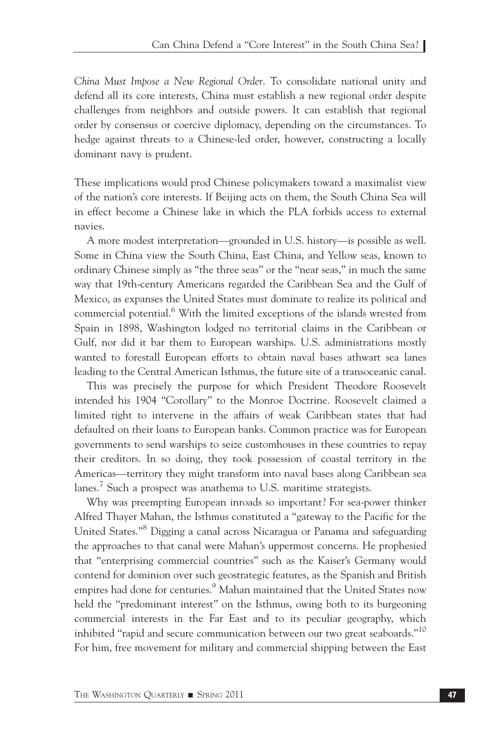*China Must Impose a New Regional Order*. To consolidate national unity and defend all its core interests, China must establish a new regional order despite challenges from neighbors and outside powers. It can establish that regional order by consensus or coercive diplomacy, depending on the circumstances. To hedge against threats to a Chinese-led order, however, constructing a locally dominant navy is prudent.

These implications would prod Chinese policymakers toward a maximalist view of the nation's core interests. If Beijing acts on them, the South China Sea will in effect become a Chinese lake in which the PLA forbids access to external navies.

A more modest interpretation—grounded in U.S. history—is possible as well. Some in China view the South China, East China, and Yellow seas, known to ordinary Chinese simply as "the three seas" or the "near seas," in much the same way that 19th-century Americans regarded the Caribbean Sea and the Gulf of Mexico, as expanses the United States must dominate to realize its political and commercial potential.[6] With the limited exceptions of the islands wrested from Spain in 1898, Washington lodged no territorial claims in the Caribbean or Gulf, nor did it bar them to European warships. U.S. administrations mostly wanted to forestall European efforts to obtain naval bases athwart sea lanes leading to the Central American Isthmus, the future site of a transoceanic canal.

This was precisely the purpose for which President Theodore Roosevelt intended his 1904 "Corollary" to the Monroe Doctrine. Roosevelt claimed a limited right to intervene in the affairs of weak Caribbean states that had defaulted on their loans to European banks. Common practice was for European governments to send warships to seize customhouses in these countries to repay their creditors. In so doing, they took possession of coastal territory in the Americas—territory they might transform into naval bases along Caribbean sea lanes.[7] Such a prospect was anathema to U.S. maritime strategists.

Why was preempting European inroads so important? For sea-power thinker Alfred Thayer Mahan, the Isthmus constituted a "gateway to the Pacific for the United States."[8] Digging a canal across Nicaragua or Panama and safeguarding the approaches to that canal were Mahan's uppermost concerns. He prophesied that "enterprising commercial countries" such as the Kaiser's Germany would contend for dominion over such geostrategic features, as the Spanish and British empires had done for centuries.[9] Mahan maintained that the United States now held the "predominant interest" on the Isthmus, owing both to its burgeoning commercial interests in the Far East and to its peculiar geography, which inhibited "rapid and secure communication between our two great seaboards."[10] For him, free movement for military and commercial shipping between the East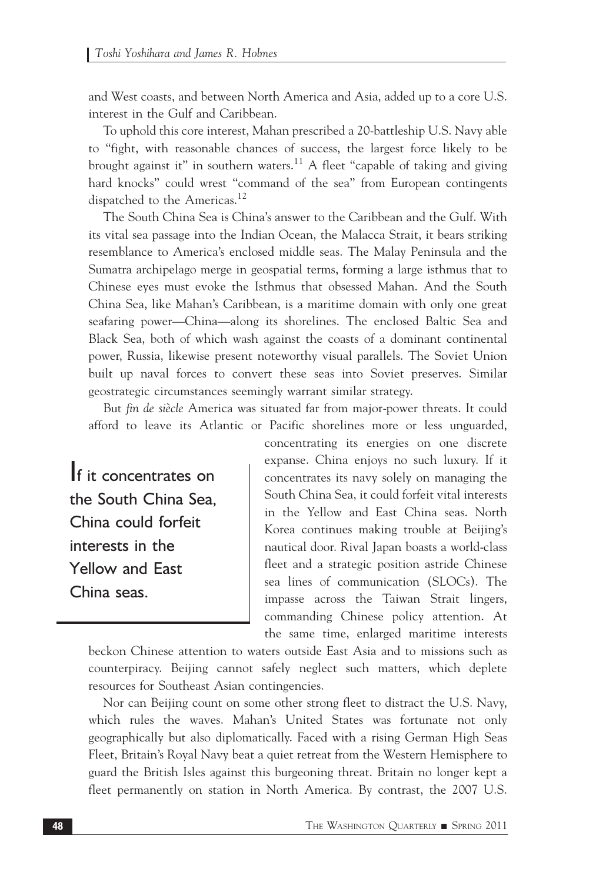and West coasts, and between North America and Asia, added up to a core U.S. interest in the Gulf and Caribbean.

To uphold this core interest, Mahan prescribed a 20-battleship U.S. Navy able to "fight, with reasonable chances of success, the largest force likely to be brought against it" in southern waters.[11] A fleet "capable of taking and giving hard knocks" could wrest "command of the sea" from European contingents dispatched to the Americas.[12]

The South China Sea is China's answer to the Caribbean and the Gulf. With its vital sea passage into the Indian Ocean, the Malacca Strait, it bears striking resemblance to America's enclosed middle seas. The Malay Peninsula and the Sumatra archipelago merge in geospatial terms, forming a large isthmus that to Chinese eyes must evoke the Isthmus that obsessed Mahan. And the South China Sea, like Mahan's Caribbean, is a maritime domain with only one great seafaring power—China—along its shorelines. The enclosed Baltic Sea and Black Sea, both of which wash against the coasts of a dominant continental power, Russia, likewise present noteworthy visual parallels. The Soviet Union built up naval forces to convert these seas into Soviet preserves. Similar geostrategic circumstances seemingly warrant similar strategy.

But *fin de siècle* America was situated far from major-power threats. It could afford to leave its Atlantic or Pacific shorelines more or less unguarded, concentrating its energies on one discrete expanse. China enjoys no such luxury. If it concentrates its navy solely on managing the South China Sea, it could forfeit vital interests in the Yellow and East China seas. North Korea continues making trouble at Beijing's nautical door. Rival Japan boasts a world-class fleet and a strategic position astride Chinese sea lines of communication (SLOCs). The impasse across the Taiwan Strait lingers, commanding Chinese policy attention. At the same time, enlarged maritime interests beckon Chinese attention to waters outside East Asia and to missions such as counterpiracy. Beijing cannot safely neglect such matters, which deplete resources for Southeast Asian contingencies.

> If it concentrates on the South China Sea, China could forfeit interests in the Yellow and East China seas.

Nor can Beijing count on some other strong fleet to distract the U.S. Navy, which rules the waves. Mahan's United States was fortunate not only geographically but also diplomatically. Faced with a rising German High Seas Fleet, Britain's Royal Navy beat a quiet retreat from the Western Hemisphere to guard the British Isles against this burgeoning threat. Britain no longer kept a fleet permanently on station in North America. By contrast, the 2007 U.S.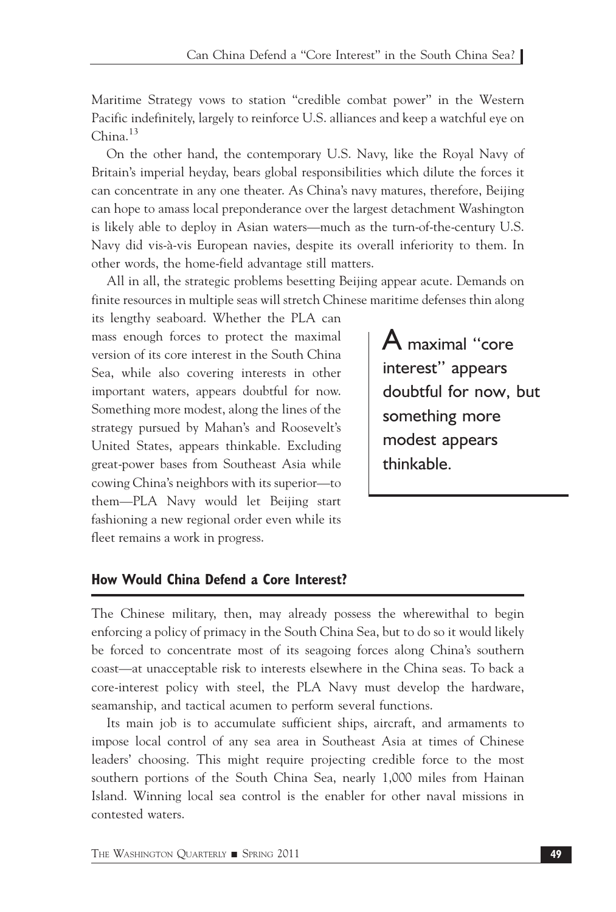Maritime Strategy vows to station "credible combat power" in the Western Pacific indefinitely, largely to reinforce U.S. alliances and keep a watchful eye on China.[13]

On the other hand, the contemporary U.S. Navy, like the Royal Navy of Britain's imperial heyday, bears global responsibilities which dilute the forces it can concentrate in any one theater. As China's navy matures, therefore, Beijing can hope to amass local preponderance over the largest detachment Washington is likely able to deploy in Asian waters—much as the turn-of-the-century U.S. Navy did vis-à-vis European navies, despite its overall inferiority to them. In other words, the home-field advantage still matters.

All in all, the strategic problems besetting Beijing appear acute. Demands on finite resources in multiple seas will stretch Chinese maritime defenses thin along its lengthy seaboard. Whether the PLA can mass enough forces to protect the maximal version of its core interest in the South China Sea, while also covering interests in other important waters, appears doubtful for now. Something more modest, along the lines of the strategy pursued by Mahan's and Roosevelt's United States, appears thinkable. Excluding great-power bases from Southeast Asia while cowing China's neighbors with its superior—to them—PLA Navy would let Beijing start fashioning a new regional order even while its fleet remains a work in progress.

> A maximal "core interest" appears doubtful for now, but something more modest appears thinkable.

## How Would China Defend a Core Interest?

The Chinese military, then, may already possess the wherewithal to begin enforcing a policy of primacy in the South China Sea, but to do so it would likely be forced to concentrate most of its seagoing forces along China's southern coast—at unacceptable risk to interests elsewhere in the China seas. To back a core-interest policy with steel, the PLA Navy must develop the hardware, seamanship, and tactical acumen to perform several functions.

Its main job is to accumulate sufficient ships, aircraft, and armaments to impose local control of any sea area in Southeast Asia at times of Chinese leaders' choosing. This might require projecting credible force to the most southern portions of the South China Sea, nearly 1,000 miles from Hainan Island. Winning local sea control is the enabler for other naval missions in contested waters.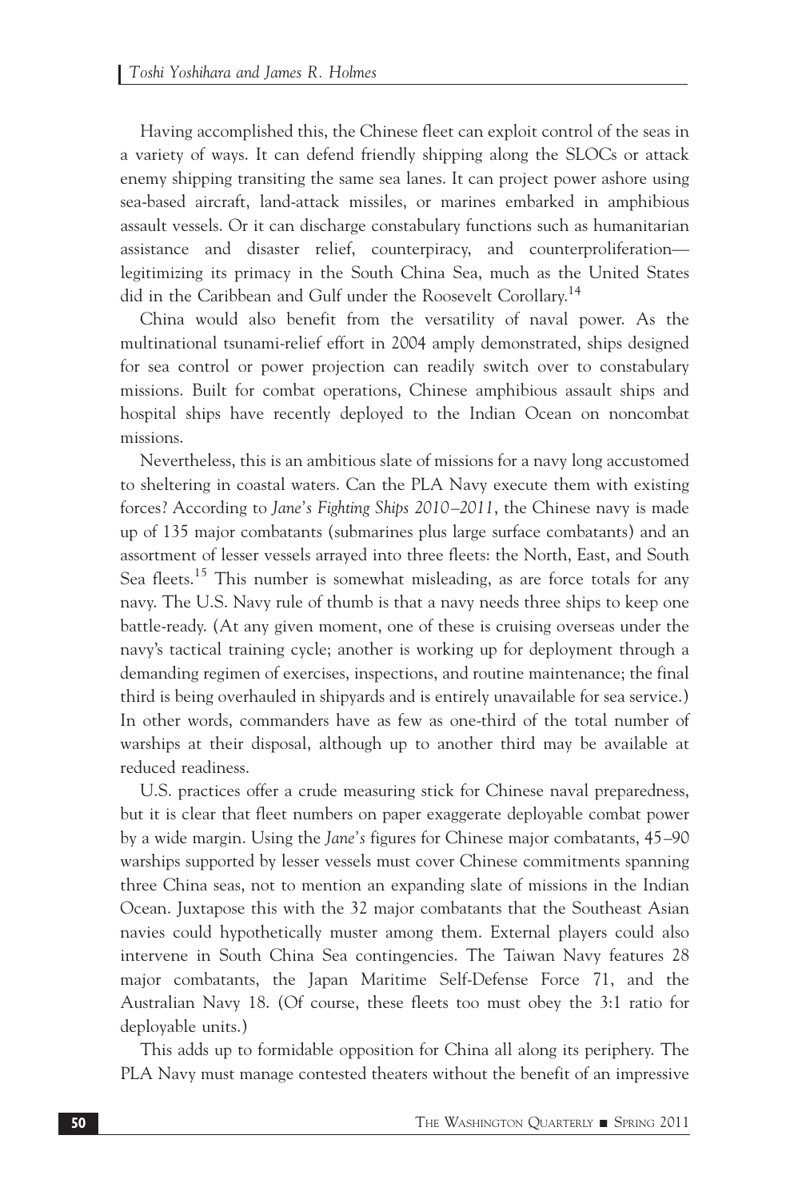Having accomplished this, the Chinese fleet can exploit control of the seas in a variety of ways. It can defend friendly shipping along the SLOCs or attack enemy shipping transiting the same sea lanes. It can project power ashore using sea-based aircraft, land-attack missiles, or marines embarked in amphibious assault vessels. Or it can discharge constabulary functions such as humanitarian assistance and disaster relief, counterpiracy, and counterproliferation—legitimizing its primacy in the South China Sea, much as the United States did in the Caribbean and Gulf under the Roosevelt Corollary.[14]

China would also benefit from the versatility of naval power. As the multinational tsunami-relief effort in 2004 amply demonstrated, ships designed for sea control or power projection can readily switch over to constabulary missions. Built for combat operations, Chinese amphibious assault ships and hospital ships have recently deployed to the Indian Ocean on noncombat missions.

Nevertheless, this is an ambitious slate of missions for a navy long accustomed to sheltering in coastal waters. Can the PLA Navy execute them with existing forces? According to *Jane's Fighting Ships 2010–2011*, the Chinese navy is made up of 135 major combatants (submarines plus large surface combatants) and an assortment of lesser vessels arrayed into three fleets: the North, East, and South Sea fleets.[15] This number is somewhat misleading, as are force totals for any navy. The U.S. Navy rule of thumb is that a navy needs three ships to keep one battle-ready. (At any given moment, one of these is cruising overseas under the navy's tactical training cycle; another is working up for deployment through a demanding regimen of exercises, inspections, and routine maintenance; the final third is being overhauled in shipyards and is entirely unavailable for sea service.) In other words, commanders have as few as one-third of the total number of warships at their disposal, although up to another third may be available at reduced readiness.

U.S. practices offer a crude measuring stick for Chinese naval preparedness, but it is clear that fleet numbers on paper exaggerate deployable combat power by a wide margin. Using the *Jane's* figures for Chinese major combatants, 45–90 warships supported by lesser vessels must cover Chinese commitments spanning three China seas, not to mention an expanding slate of missions in the Indian Ocean. Juxtapose this with the 32 major combatants that the Southeast Asian navies could hypothetically muster among them. External players could also intervene in South China Sea contingencies. The Taiwan Navy features 28 major combatants, the Japan Maritime Self-Defense Force 71, and the Australian Navy 18. (Of course, these fleets too must obey the 3:1 ratio for deployable units.)

This adds up to formidable opposition for China all along its periphery. The PLA Navy must manage contested theaters without the benefit of an impressive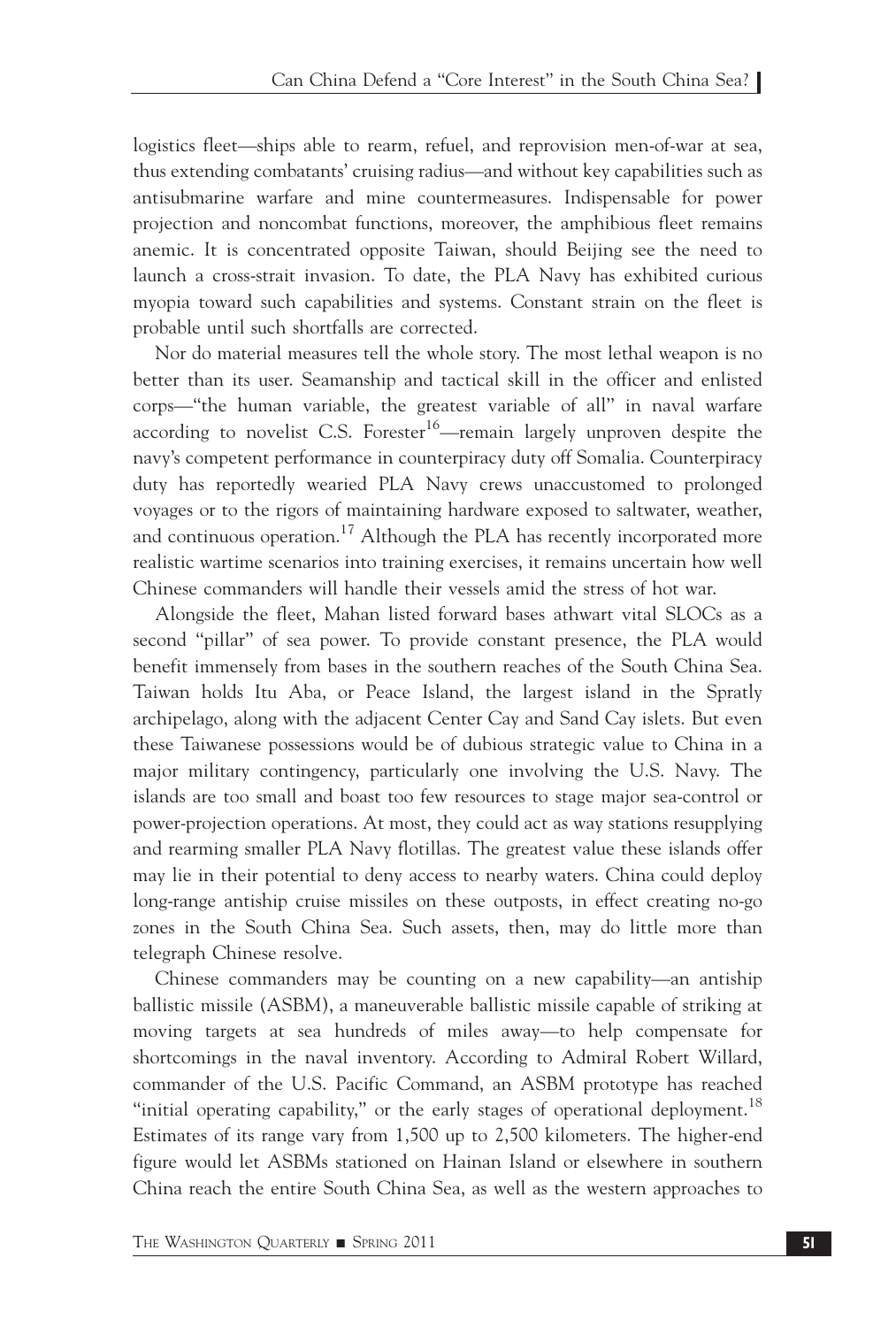logistics fleet—ships able to rearm, refuel, and reprovision men-of-war at sea, thus extending combatants' cruising radius—and without key capabilities such as antisubmarine warfare and mine countermeasures. Indispensable for power projection and noncombat functions, moreover, the amphibious fleet remains anemic. It is concentrated opposite Taiwan, should Beijing see the need to launch a cross-strait invasion. To date, the PLA Navy has exhibited curious myopia toward such capabilities and systems. Constant strain on the fleet is probable until such shortfalls are corrected.

Nor do material measures tell the whole story. The most lethal weapon is no better than its user. Seamanship and tactical skill in the officer and enlisted corps—"the human variable, the greatest variable of all" in naval warfare according to novelist C.S. Forester[16]—remain largely unproven despite the navy's competent performance in counterpiracy duty off Somalia. Counterpiracy duty has reportedly wearied PLA Navy crews unaccustomed to prolonged voyages or to the rigors of maintaining hardware exposed to saltwater, weather, and continuous operation.[17] Although the PLA has recently incorporated more realistic wartime scenarios into training exercises, it remains uncertain how well Chinese commanders will handle their vessels amid the stress of hot war.

Alongside the fleet, Mahan listed forward bases athwart vital SLOCs as a second "pillar" of sea power. To provide constant presence, the PLA would benefit immensely from bases in the southern reaches of the South China Sea. Taiwan holds Itu Aba, or Peace Island, the largest island in the Spratly archipelago, along with the adjacent Center Cay and Sand Cay islets. But even these Taiwanese possessions would be of dubious strategic value to China in a major military contingency, particularly one involving the U.S. Navy. The islands are too small and boast too few resources to stage major sea-control or power-projection operations. At most, they could act as way stations resupplying and rearming smaller PLA Navy flotillas. The greatest value these islands offer may lie in their potential to deny access to nearby waters. China could deploy long-range antiship cruise missiles on these outposts, in effect creating no-go zones in the South China Sea. Such assets, then, may do little more than telegraph Chinese resolve.

Chinese commanders may be counting on a new capability—an antiship ballistic missile (ASBM), a maneuverable ballistic missile capable of striking at moving targets at sea hundreds of miles away—to help compensate for shortcomings in the naval inventory. According to Admiral Robert Willard, commander of the U.S. Pacific Command, an ASBM prototype has reached "initial operating capability," or the early stages of operational deployment.[18] Estimates of its range vary from 1,500 up to 2,500 kilometers. The higher-end figure would let ASBMs stationed on Hainan Island or elsewhere in southern China reach the entire South China Sea, as well as the western approaches to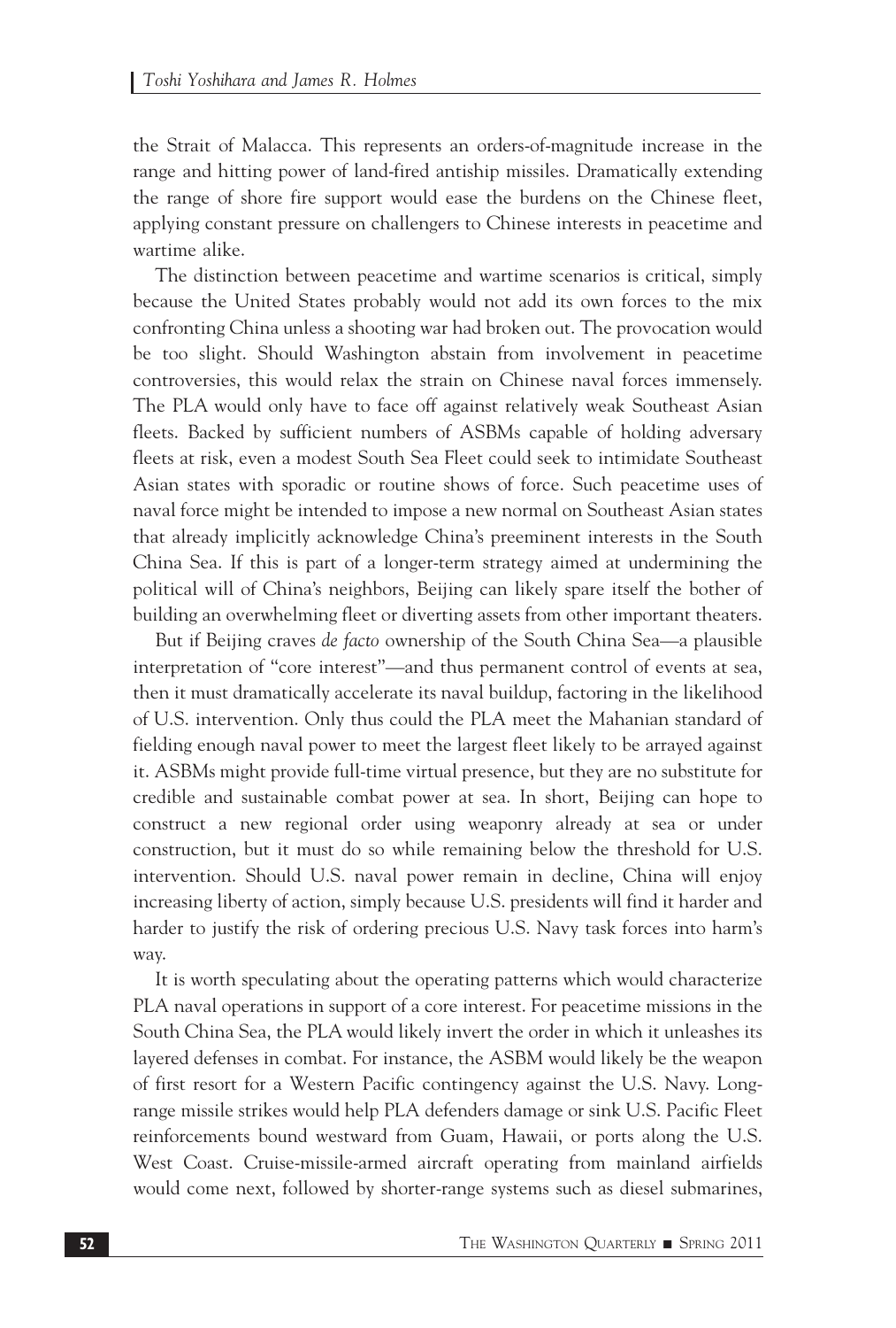the Strait of Malacca. This represents an orders-of-magnitude increase in the range and hitting power of land-fired antiship missiles. Dramatically extending the range of shore fire support would ease the burdens on the Chinese fleet, applying constant pressure on challengers to Chinese interests in peacetime and wartime alike.

The distinction between peacetime and wartime scenarios is critical, simply because the United States probably would not add its own forces to the mix confronting China unless a shooting war had broken out. The provocation would be too slight. Should Washington abstain from involvement in peacetime controversies, this would relax the strain on Chinese naval forces immensely. The PLA would only have to face off against relatively weak Southeast Asian fleets. Backed by sufficient numbers of ASBMs capable of holding adversary fleets at risk, even a modest South Sea Fleet could seek to intimidate Southeast Asian states with sporadic or routine shows of force. Such peacetime uses of naval force might be intended to impose a new normal on Southeast Asian states that already implicitly acknowledge China's preeminent interests in the South China Sea. If this is part of a longer-term strategy aimed at undermining the political will of China's neighbors, Beijing can likely spare itself the bother of building an overwhelming fleet or diverting assets from other important theaters.

But if Beijing craves *de facto* ownership of the South China Sea—a plausible interpretation of "core interest"—and thus permanent control of events at sea, then it must dramatically accelerate its naval buildup, factoring in the likelihood of U.S. intervention. Only thus could the PLA meet the Mahanian standard of fielding enough naval power to meet the largest fleet likely to be arrayed against it. ASBMs might provide full-time virtual presence, but they are no substitute for credible and sustainable combat power at sea. In short, Beijing can hope to construct a new regional order using weaponry already at sea or under construction, but it must do so while remaining below the threshold for U.S. intervention. Should U.S. naval power remain in decline, China will enjoy increasing liberty of action, simply because U.S. presidents will find it harder and harder to justify the risk of ordering precious U.S. Navy task forces into harm's way.

It is worth speculating about the operating patterns which would characterize PLA naval operations in support of a core interest. For peacetime missions in the South China Sea, the PLA would likely invert the order in which it unleashes its layered defenses in combat. For instance, the ASBM would likely be the weapon of first resort for a Western Pacific contingency against the U.S. Navy. Long-range missile strikes would help PLA defenders damage or sink U.S. Pacific Fleet reinforcements bound westward from Guam, Hawaii, or ports along the U.S. West Coast. Cruise-missile-armed aircraft operating from mainland airfields would come next, followed by shorter-range systems such as diesel submarines,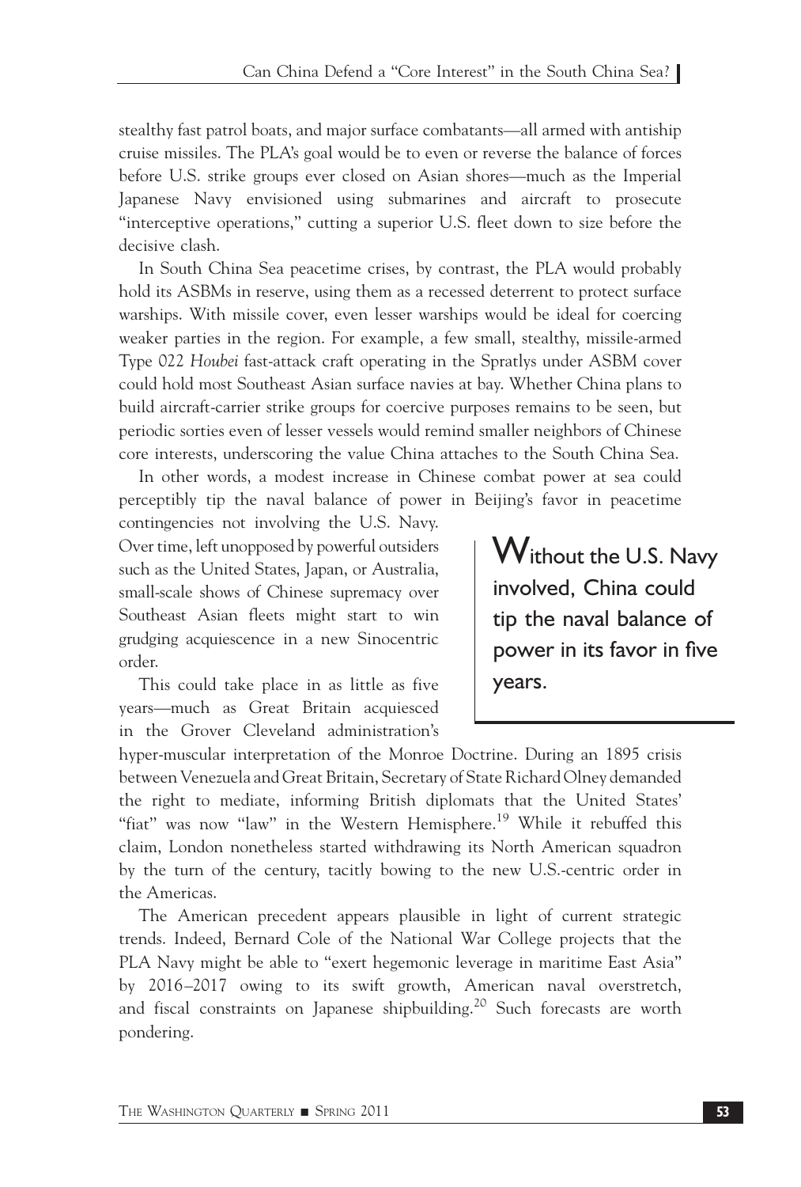stealthy fast patrol boats, and major surface combatants—all armed with antiship cruise missiles. The PLA's goal would be to even or reverse the balance of forces before U.S. strike groups ever closed on Asian shores—much as the Imperial Japanese Navy envisioned using submarines and aircraft to prosecute "interceptive operations," cutting a superior U.S. fleet down to size before the decisive clash.

In South China Sea peacetime crises, by contrast, the PLA would probably hold its ASBMs in reserve, using them as a recessed deterrent to protect surface warships. With missile cover, even lesser warships would be ideal for coercing weaker parties in the region. For example, a few small, stealthy, missile-armed Type 022 *Houbei* fast-attack craft operating in the Spratlys under ASBM cover could hold most Southeast Asian surface navies at bay. Whether China plans to build aircraft-carrier strike groups for coercive purposes remains to be seen, but periodic sorties even of lesser vessels would remind smaller neighbors of Chinese core interests, underscoring the value China attaches to the South China Sea.

In other words, a modest increase in Chinese combat power at sea could perceptibly tip the naval balance of power in Beijing's favor in peacetime contingencies not involving the U.S. Navy. Over time, left unopposed by powerful outsiders such as the United States, Japan, or Australia, small-scale shows of Chinese supremacy over Southeast Asian fleets might start to win grudging acquiescence in a new Sinocentric order.

> Without the U.S. Navy involved, China could tip the naval balance of power in its favor in five years.

This could take place in as little as five years—much as Great Britain acquiesced in the Grover Cleveland administration's hyper-muscular interpretation of the Monroe Doctrine. During an 1895 crisis between Venezuela and Great Britain, Secretary of State Richard Olney demanded the right to mediate, informing British diplomats that the United States' "fiat" was now "law" in the Western Hemisphere.[19] While it rebuffed this claim, London nonetheless started withdrawing its North American squadron by the turn of the century, tacitly bowing to the new U.S.-centric order in the Americas.

The American precedent appears plausible in light of current strategic trends. Indeed, Bernard Cole of the National War College projects that the PLA Navy might be able to "exert hegemonic leverage in maritime East Asia" by 2016–2017 owing to its swift growth, American naval overstretch, and fiscal constraints on Japanese shipbuilding.[20] Such forecasts are worth pondering.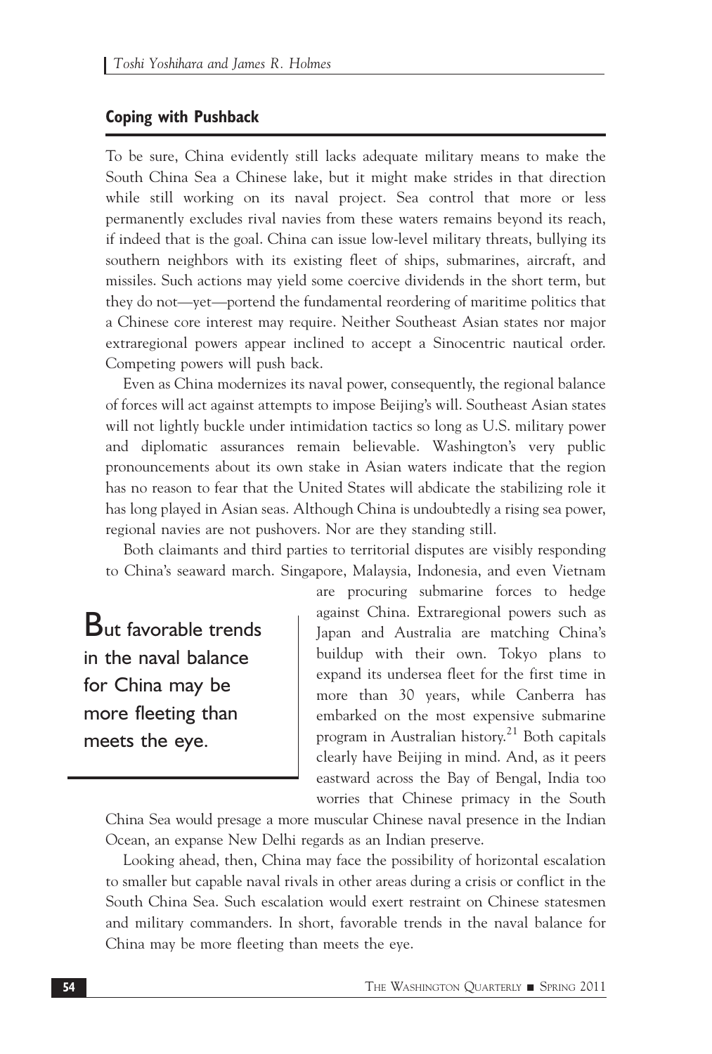## Coping with Pushback

To be sure, China evidently still lacks adequate military means to make the South China Sea a Chinese lake, but it might make strides in that direction while still working on its naval project. Sea control that more or less permanently excludes rival navies from these waters remains beyond its reach, if indeed that is the goal. China can issue low-level military threats, bullying its southern neighbors with its existing fleet of ships, submarines, aircraft, and missiles. Such actions may yield some coercive dividends in the short term, but they do not—yet—portend the fundamental reordering of maritime politics that a Chinese core interest may require. Neither Southeast Asian states nor major extraregional powers appear inclined to accept a Sinocentric nautical order. Competing powers will push back.

Even as China modernizes its naval power, consequently, the regional balance of forces will act against attempts to impose Beijing's will. Southeast Asian states will not lightly buckle under intimidation tactics so long as U.S. military power and diplomatic assurances remain believable. Washington's very public pronouncements about its own stake in Asian waters indicate that the region has no reason to fear that the United States will abdicate the stabilizing role it has long played in Asian seas. Although China is undoubtedly a rising sea power, regional navies are not pushovers. Nor are they standing still.

Both claimants and third parties to territorial disputes are visibly responding to China's seaward march. Singapore, Malaysia, Indonesia, and even Vietnam are procuring submarine forces to hedge against China. Extraregional powers such as Japan and Australia are matching China's buildup with their own. Tokyo plans to expand its undersea fleet for the first time in more than 30 years, while Canberra has embarked on the most expensive submarine program in Australian history.[21] Both capitals clearly have Beijing in mind. And, as it peers eastward across the Bay of Bengal, India too worries that Chinese primacy in the South China Sea would presage a more muscular Chinese naval presence in the Indian Ocean, an expanse New Delhi regards as an Indian preserve.

> But favorable trends in the naval balance for China may be more fleeting than meets the eye.

Looking ahead, then, China may face the possibility of horizontal escalation to smaller but capable naval rivals in other areas during a crisis or conflict in the South China Sea. Such escalation would exert restraint on Chinese statesmen and military commanders. In short, favorable trends in the naval balance for China may be more fleeting than meets the eye.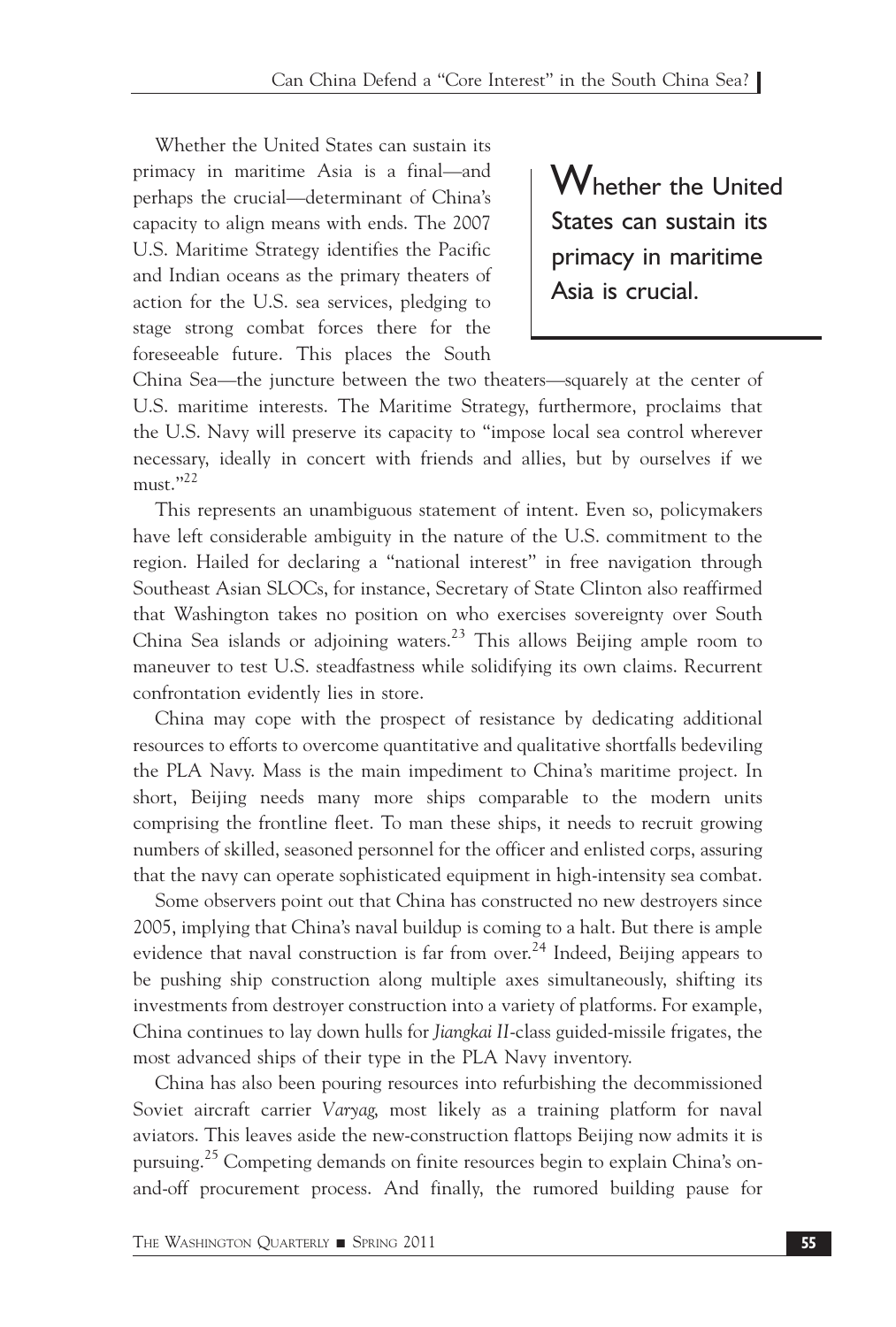Whether the United States can sustain its primacy in maritime Asia is a final—and perhaps the crucial—determinant of China's capacity to align means with ends. The 2007 U.S. Maritime Strategy identifies the Pacific and Indian oceans as the primary theaters of action for the U.S. sea services, pledging to stage strong combat forces there for the foreseeable future. This places the South China Sea—the juncture between the two theaters—squarely at the center of U.S. maritime interests. The Maritime Strategy, furthermore, proclaims that the U.S. Navy will preserve its capacity to "impose local sea control wherever necessary, ideally in concert with friends and allies, but by ourselves if we must."[22]

> Whether the United States can sustain its primacy in maritime Asia is crucial.

This represents an unambiguous statement of intent. Even so, policymakers have left considerable ambiguity in the nature of the U.S. commitment to the region. Hailed for declaring a "national interest" in free navigation through Southeast Asian SLOCs, for instance, Secretary of State Clinton also reaffirmed that Washington takes no position on who exercises sovereignty over South China Sea islands or adjoining waters.[23] This allows Beijing ample room to maneuver to test U.S. steadfastness while solidifying its own claims. Recurrent confrontation evidently lies in store.

China may cope with the prospect of resistance by dedicating additional resources to efforts to overcome quantitative and qualitative shortfalls bedeviling the PLA Navy. Mass is the main impediment to China's maritime project. In short, Beijing needs many more ships comparable to the modern units comprising the frontline fleet. To man these ships, it needs to recruit growing numbers of skilled, seasoned personnel for the officer and enlisted corps, assuring that the navy can operate sophisticated equipment in high-intensity sea combat.

Some observers point out that China has constructed no new destroyers since 2005, implying that China's naval buildup is coming to a halt. But there is ample evidence that naval construction is far from over.[24] Indeed, Beijing appears to be pushing ship construction along multiple axes simultaneously, shifting its investments from destroyer construction into a variety of platforms. For example, China continues to lay down hulls for *Jiangkai II*-class guided-missile frigates, the most advanced ships of their type in the PLA Navy inventory.

China has also been pouring resources into refurbishing the decommissioned Soviet aircraft carrier *Varyag,* most likely as a training platform for naval aviators. This leaves aside the new-construction flattops Beijing now admits it is pursuing.[25] Competing demands on finite resources begin to explain China's on-and-off procurement process. And finally, the rumored building pause for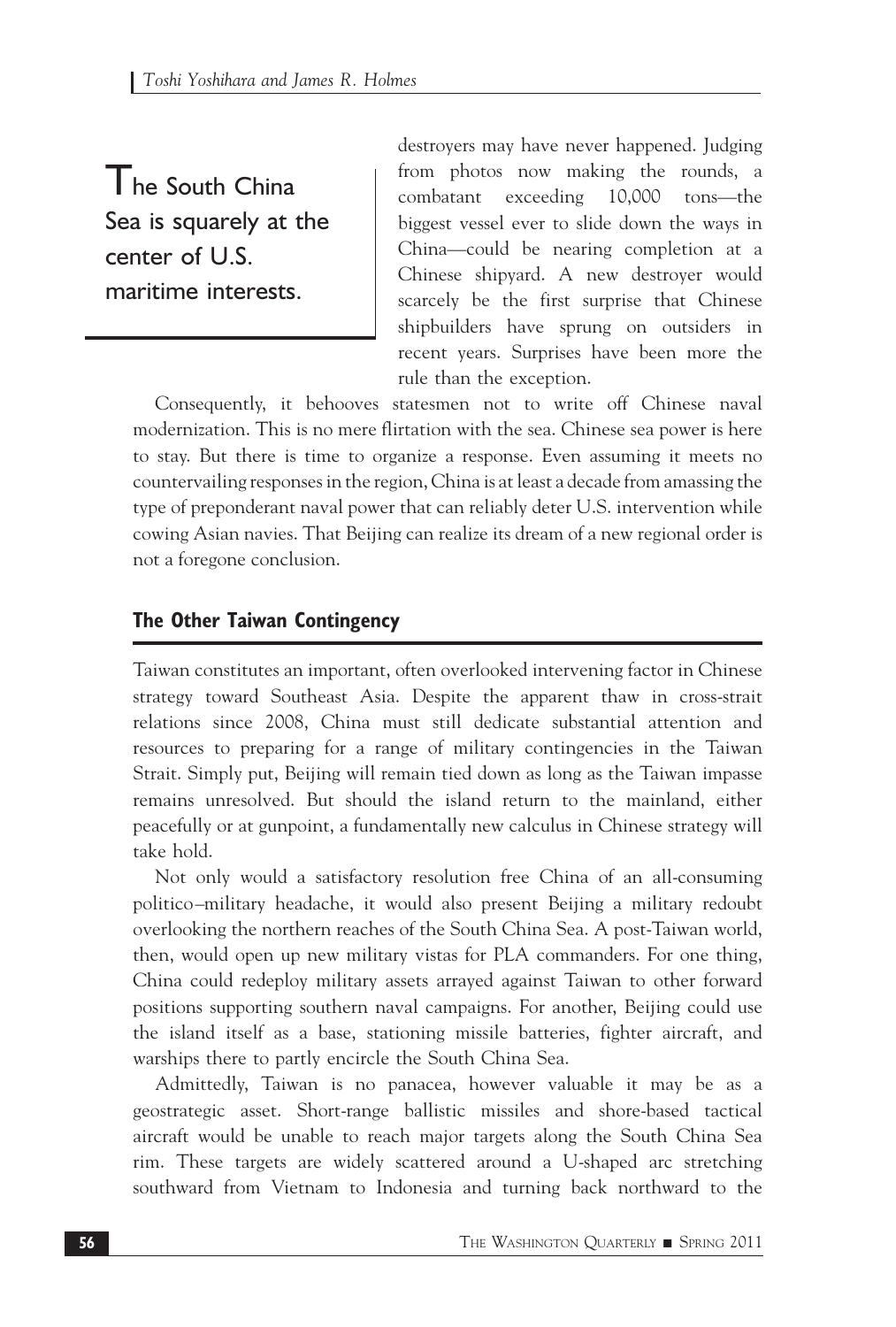destroyers may have never happened. Judging from photos now making the rounds, a combatant exceeding 10,000 tons—the biggest vessel ever to slide down the ways in China—could be nearing completion at a Chinese shipyard. A new destroyer would scarcely be the first surprise that Chinese shipbuilders have sprung on outsiders in recent years. Surprises have been more the rule than the exception.

> The South China Sea is squarely at the center of U.S. maritime interests.

Consequently, it behooves statesmen not to write off Chinese naval modernization. This is no mere flirtation with the sea. Chinese sea power is here to stay. But there is time to organize a response. Even assuming it meets no countervailing responses in the region, China is at least a decade from amassing the type of preponderant naval power that can reliably deter U.S. intervention while cowing Asian navies. That Beijing can realize its dream of a new regional order is not a foregone conclusion.

## The Other Taiwan Contingency

Taiwan constitutes an important, often overlooked intervening factor in Chinese strategy toward Southeast Asia. Despite the apparent thaw in cross-strait relations since 2008, China must still dedicate substantial attention and resources to preparing for a range of military contingencies in the Taiwan Strait. Simply put, Beijing will remain tied down as long as the Taiwan impasse remains unresolved. But should the island return to the mainland, either peacefully or at gunpoint, a fundamentally new calculus in Chinese strategy will take hold.

Not only would a satisfactory resolution free China of an all-consuming politico–military headache, it would also present Beijing a military redoubt overlooking the northern reaches of the South China Sea. A post-Taiwan world, then, would open up new military vistas for PLA commanders. For one thing, China could redeploy military assets arrayed against Taiwan to other forward positions supporting southern naval campaigns. For another, Beijing could use the island itself as a base, stationing missile batteries, fighter aircraft, and warships there to partly encircle the South China Sea.

Admittedly, Taiwan is no panacea, however valuable it may be as a geostrategic asset. Short-range ballistic missiles and shore-based tactical aircraft would be unable to reach major targets along the South China Sea rim. These targets are widely scattered around a U-shaped arc stretching southward from Vietnam to Indonesia and turning back northward to the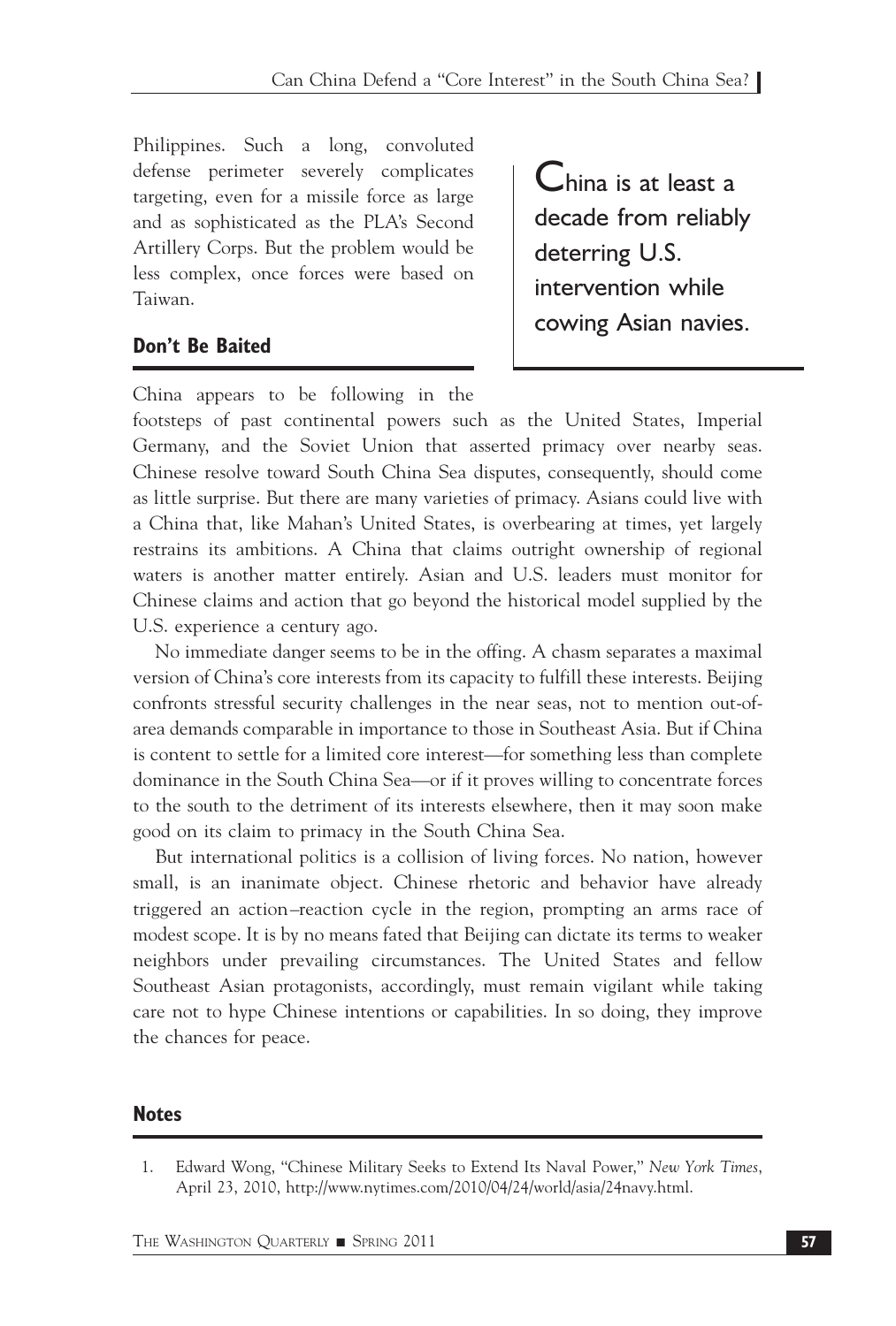Philippines. Such a long, convoluted defense perimeter severely complicates targeting, even for a missile force as large and as sophisticated as the PLA's Second Artillery Corps. But the problem would be less complex, once forces were based on Taiwan.

> China is at least a decade from reliably deterring U.S. intervention while cowing Asian navies.

## Don't Be Baited

China appears to be following in the footsteps of past continental powers such as the United States, Imperial Germany, and the Soviet Union that asserted primacy over nearby seas. Chinese resolve toward South China Sea disputes, consequently, should come as little surprise. But there are many varieties of primacy. Asians could live with a China that, like Mahan's United States, is overbearing at times, yet largely restrains its ambitions. A China that claims outright ownership of regional waters is another matter entirely. Asian and U.S. leaders must monitor for Chinese claims and action that go beyond the historical model supplied by the U.S. experience a century ago.

No immediate danger seems to be in the offing. A chasm separates a maximal version of China's core interests from its capacity to fulfill these interests. Beijing confronts stressful security challenges in the near seas, not to mention out-of-area demands comparable in importance to those in Southeast Asia. But if China is content to settle for a limited core interest—for something less than complete dominance in the South China Sea—or if it proves willing to concentrate forces to the south to the detriment of its interests elsewhere, then it may soon make good on its claim to primacy in the South China Sea.

But international politics is a collision of living forces. No nation, however small, is an inanimate object. Chinese rhetoric and behavior have already triggered an action–reaction cycle in the region, prompting an arms race of modest scope. It is by no means fated that Beijing can dictate its terms to weaker neighbors under prevailing circumstances. The United States and fellow Southeast Asian protagonists, accordingly, must remain vigilant while taking care not to hype Chinese intentions or capabilities. In so doing, they improve the chances for peace.

## Notes

1. Edward Wong, "Chinese Military Seeks to Extend Its Naval Power," *New York Times*, April 23, 2010, http://www.nytimes.com/2010/04/24/world/asia/24navy.html.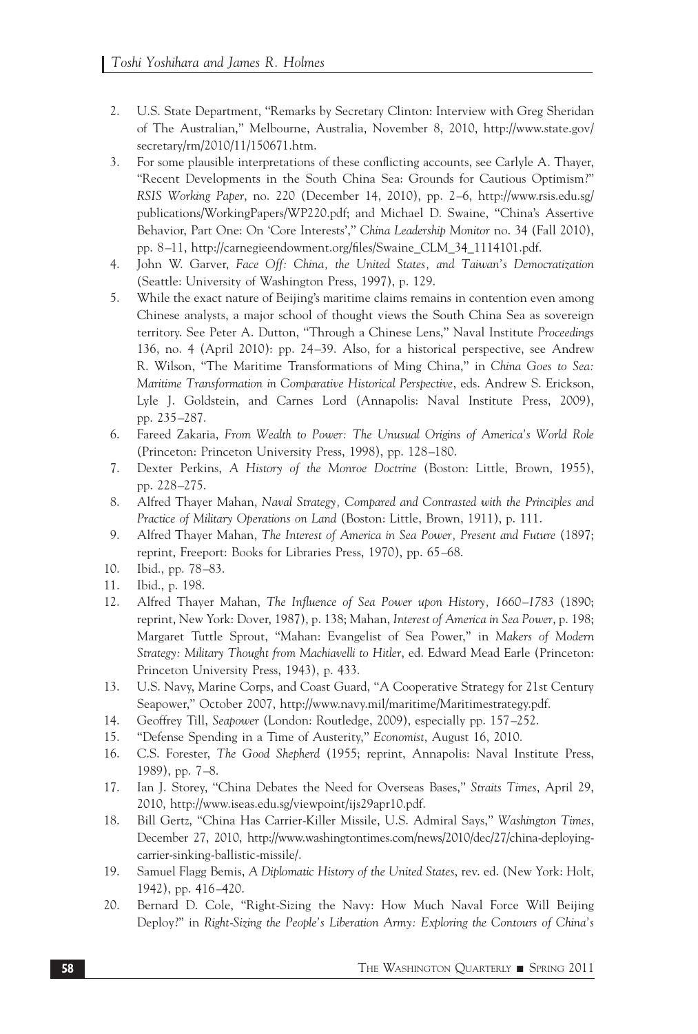2. U.S. State Department, "Remarks by Secretary Clinton: Interview with Greg Sheridan of The Australian," Melbourne, Australia, November 8, 2010, http://www.state.gov/secretary/rm/2010/11/150671.htm.
3. For some plausible interpretations of these conflicting accounts, see Carlyle A. Thayer, "Recent Developments in the South China Sea: Grounds for Cautious Optimism?" *RSIS Working Paper*, no. 220 (December 14, 2010), pp. 2–6, http://www.rsis.edu.sg/publications/WorkingPapers/WP220.pdf; and Michael D. Swaine, "China's Assertive Behavior, Part One: On 'Core Interests'," *China Leadership Monitor* no. 34 (Fall 2010), pp. 8–11, http://carnegieendowment.org/files/Swaine_CLM_34_1114101.pdf.
4. John W. Garver, *Face Off: China, the United States, and Taiwan's Democratization* (Seattle: University of Washington Press, 1997), p. 129.
5. While the exact nature of Beijing's maritime claims remains in contention even among Chinese analysts, a major school of thought views the South China Sea as sovereign territory. See Peter A. Dutton, "Through a Chinese Lens," Naval Institute *Proceedings* 136, no. 4 (April 2010): pp. 24–39. Also, for a historical perspective, see Andrew R. Wilson, "The Maritime Transformations of Ming China," in *China Goes to Sea: Maritime Transformation in Comparative Historical Perspective*, eds. Andrew S. Erickson, Lyle J. Goldstein, and Carnes Lord (Annapolis: Naval Institute Press, 2009), pp. 235–287.
6. Fareed Zakaria, *From Wealth to Power: The Unusual Origins of America's World Role* (Princeton: Princeton University Press, 1998), pp. 128–180.
7. Dexter Perkins, *A History of the Monroe Doctrine* (Boston: Little, Brown, 1955), pp. 228–275.
8. Alfred Thayer Mahan, *Naval Strategy, Compared and Contrasted with the Principles and Practice of Military Operations on Land* (Boston: Little, Brown, 1911), p. 111.
9. Alfred Thayer Mahan, *The Interest of America in Sea Power, Present and Future* (1897; reprint, Freeport: Books for Libraries Press, 1970), pp. 65–68.
10. Ibid., pp. 78–83.
11. Ibid., p. 198.
12. Alfred Thayer Mahan, *The Influence of Sea Power upon History, 1660–1783* (1890; reprint, New York: Dover, 1987), p. 138; Mahan, *Interest of America in Sea Power*, p. 198; Margaret Tuttle Sprout, "Mahan: Evangelist of Sea Power," in *Makers of Modern Strategy: Military Thought from Machiavelli to Hitler*, ed. Edward Mead Earle (Princeton: Princeton University Press, 1943), p. 433.
13. U.S. Navy, Marine Corps, and Coast Guard, "A Cooperative Strategy for 21st Century Seapower," October 2007, http://www.navy.mil/maritime/Maritimestrategy.pdf.
14. Geoffrey Till, *Seapower* (London: Routledge, 2009), especially pp. 157–252.
15. "Defense Spending in a Time of Austerity," *Economist*, August 16, 2010.
16. C.S. Forester, *The Good Shepherd* (1955; reprint, Annapolis: Naval Institute Press, 1989), pp. 7–8.
17. Ian J. Storey, "China Debates the Need for Overseas Bases," *Straits Times*, April 29, 2010, http://www.iseas.edu.sg/viewpoint/ijs29apr10.pdf.
18. Bill Gertz, "China Has Carrier-Killer Missile, U.S. Admiral Says," *Washington Times*, December 27, 2010, http://www.washingtontimes.com/news/2010/dec/27/china-deploying-carrier-sinking-ballistic-missile/.
19. Samuel Flagg Bemis, *A Diplomatic History of the United States*, rev. ed. (New York: Holt, 1942), pp. 416–420.
20. Bernard D. Cole, "Right-Sizing the Navy: How Much Naval Force Will Beijing Deploy?" in *Right-Sizing the People's Liberation Army: Exploring the Contours of China's*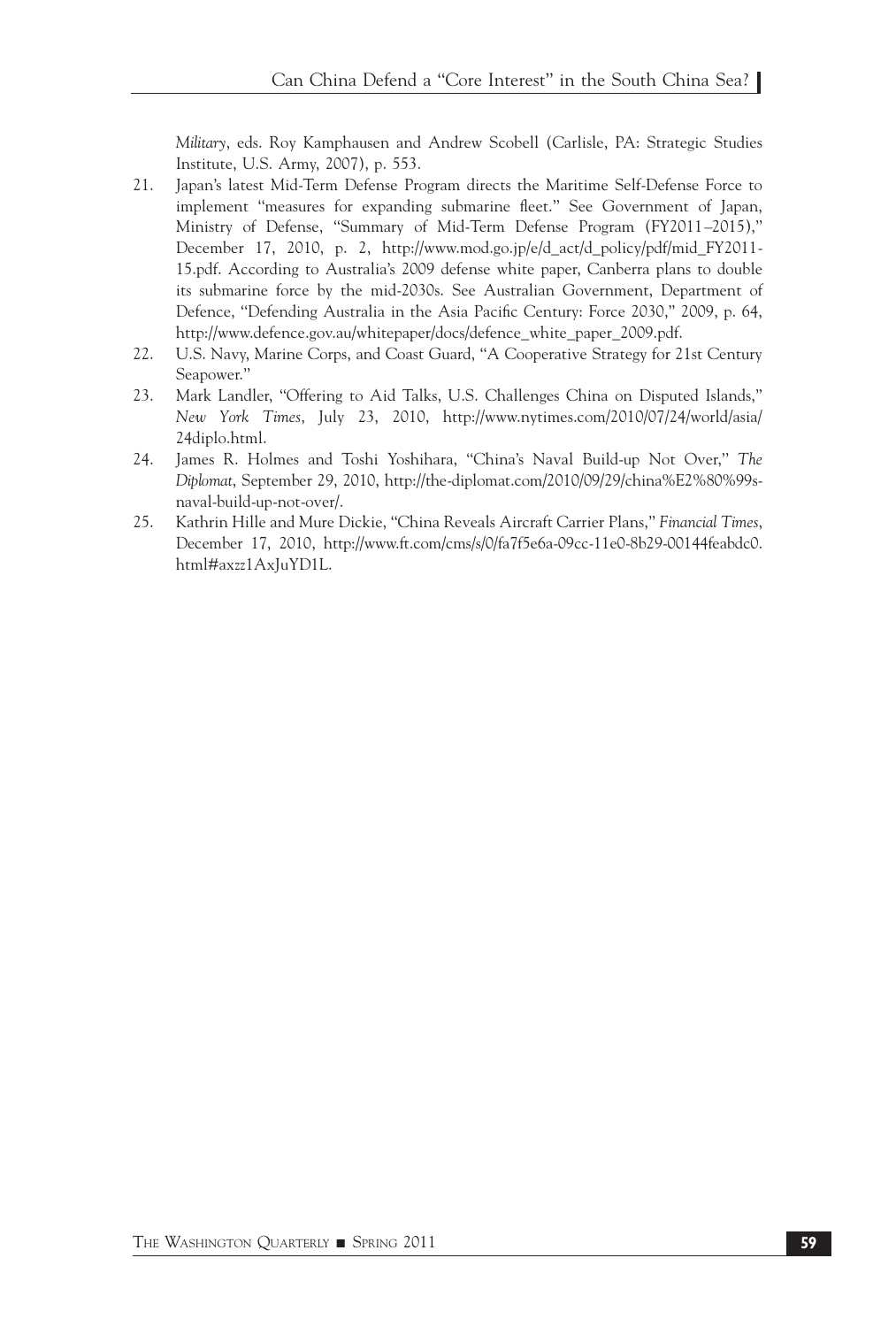*Military*, eds. Roy Kamphausen and Andrew Scobell (Carlisle, PA: Strategic Studies Institute, U.S. Army, 2007), p. 553.

21. Japan's latest Mid-Term Defense Program directs the Maritime Self-Defense Force to implement "measures for expanding submarine fleet." See Government of Japan, Ministry of Defense, "Summary of Mid-Term Defense Program (FY2011–2015)," December 17, 2010, p. 2, http://www.mod.go.jp/e/d_act/d_policy/pdf/mid_FY2011-15.pdf. According to Australia's 2009 defense white paper, Canberra plans to double its submarine force by the mid-2030s. See Australian Government, Department of Defence, "Defending Australia in the Asia Pacific Century: Force 2030," 2009, p. 64, http://www.defence.gov.au/whitepaper/docs/defence_white_paper_2009.pdf.
22. U.S. Navy, Marine Corps, and Coast Guard, "A Cooperative Strategy for 21st Century Seapower."
23. Mark Landler, "Offering to Aid Talks, U.S. Challenges China on Disputed Islands," *New York Times*, July 23, 2010, http://www.nytimes.com/2010/07/24/world/asia/24diplo.html.
24. James R. Holmes and Toshi Yoshihara, "China's Naval Build-up Not Over," *The Diplomat*, September 29, 2010, http://the-diplomat.com/2010/09/29/china%E2%80%99s-naval-build-up-not-over/.
25. Kathrin Hille and Mure Dickie, "China Reveals Aircraft Carrier Plans," *Financial Times*, December 17, 2010, http://www.ft.com/cms/s/0/fa7f5e6a-09cc-11e0-8b29-00144feabdc0.html#axzz1AxJuYD1L.